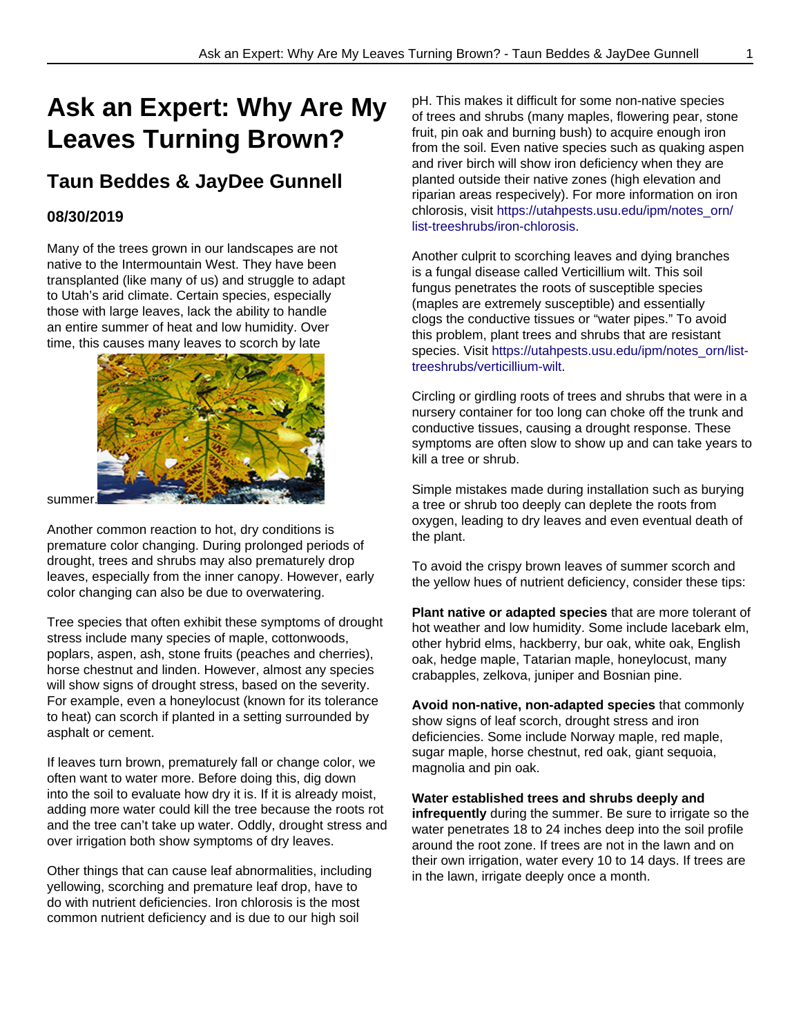# Ask an Expert: Why Are My Leaves Turning Brown?

## Taun Beddes & JayDee Gunnell

### 08/30/2019

Many of the trees grown in our landscapes are not native to the Intermountain West. They have been transplanted (like many of us) and struggle to adapt to Utah's arid climate. Certain species, especially those with large leaves, lack the ability to handle an entire summer of heat and low humidity. Over time, this causes many leaves to scorch by late summer.

Another common reaction to hot, dry conditions is premature color changing. During prolonged periods of drought, trees and shrubs may also prematurely drop leaves, especially from the inner canopy. However, early color changing can also be due to overwatering.

Tree species that often exhibit these symptoms of drought stress include many species of maple, cottonwoods, poplars, aspen, ash, stone fruits (peaches and cherries), horse chestnut and linden. However, almost any species will show signs of drought stress, based on the severity. For example, even a honeylocust (known for its tolerance to heat) can scorch if planted in a setting surrounded by asphalt or cement.

If leaves turn brown, prematurely fall or change color, we often want to water more. Before doing this, dig down into the soil to evaluate how dry it is. If it is already moist, adding more water could kill the tree because the roots rot and the tree can't take up water. Oddly, drought stress and over irrigation both show symptoms of dry leaves.

Other things that can cause leaf abnormalities, including yellowing, scorching and premature leaf drop, have to do with nutrient deficiencies. Iron chlorosis is the most common nutrient deficiency and is due to our high soil pH. This makes it difficult for some non-native species of trees and shrubs (many maples, flowering pear, stone fruit, pin oak and burning bush) to acquire enough iron from the soil. Even native species such as quaking aspen and river birch will show iron deficiency when they are planted outside their native zones (high elevation and riparian areas respecively). For more information on iron chlorosis, visit https://utahpests.usu.edu/ipm/notes_orn/list-treeshrubs/iron-chlorosis.

Another culprit to scorching leaves and dying branches is a fungal disease called Verticillium wilt. This soil fungus penetrates the roots of susceptible species (maples are extremely susceptible) and essentially clogs the conductive tissues or "water pipes." To avoid this problem, plant trees and shrubs that are resistant species. Visit https://utahpests.usu.edu/ipm/notes_orn/list-treeshrubs/verticillium-wilt.

Circling or girdling roots of trees and shrubs that were in a nursery container for too long can choke off the trunk and conductive tissues, causing a drought response. These symptoms are often slow to show up and can take years to kill a tree or shrub.

Simple mistakes made during installation such as burying a tree or shrub too deeply can deplete the roots from oxygen, leading to dry leaves and even eventual death of the plant.

To avoid the crispy brown leaves of summer scorch and the yellow hues of nutrient deficiency, consider these tips:

**Plant native or adapted species** that are more tolerant of hot weather and low humidity. Some include lacebark elm, other hybrid elms, hackberry, bur oak, white oak, English oak, hedge maple, Tatarian maple, honeylocust, many crabapples, zelkova, juniper and Bosnian pine.

**Avoid non-native, non-adapted species** that commonly show signs of leaf scorch, drought stress and iron deficiencies. Some include Norway maple, red maple, sugar maple, horse chestnut, red oak, giant sequoia, magnolia and pin oak.

**Water established trees and shrubs deeply and infrequently** during the summer. Be sure to irrigate so the water penetrates 18 to 24 inches deep into the soil profile around the root zone. If trees are not in the lawn and on their own irrigation, water every 10 to 14 days. If trees are in the lawn, irrigate deeply once a month.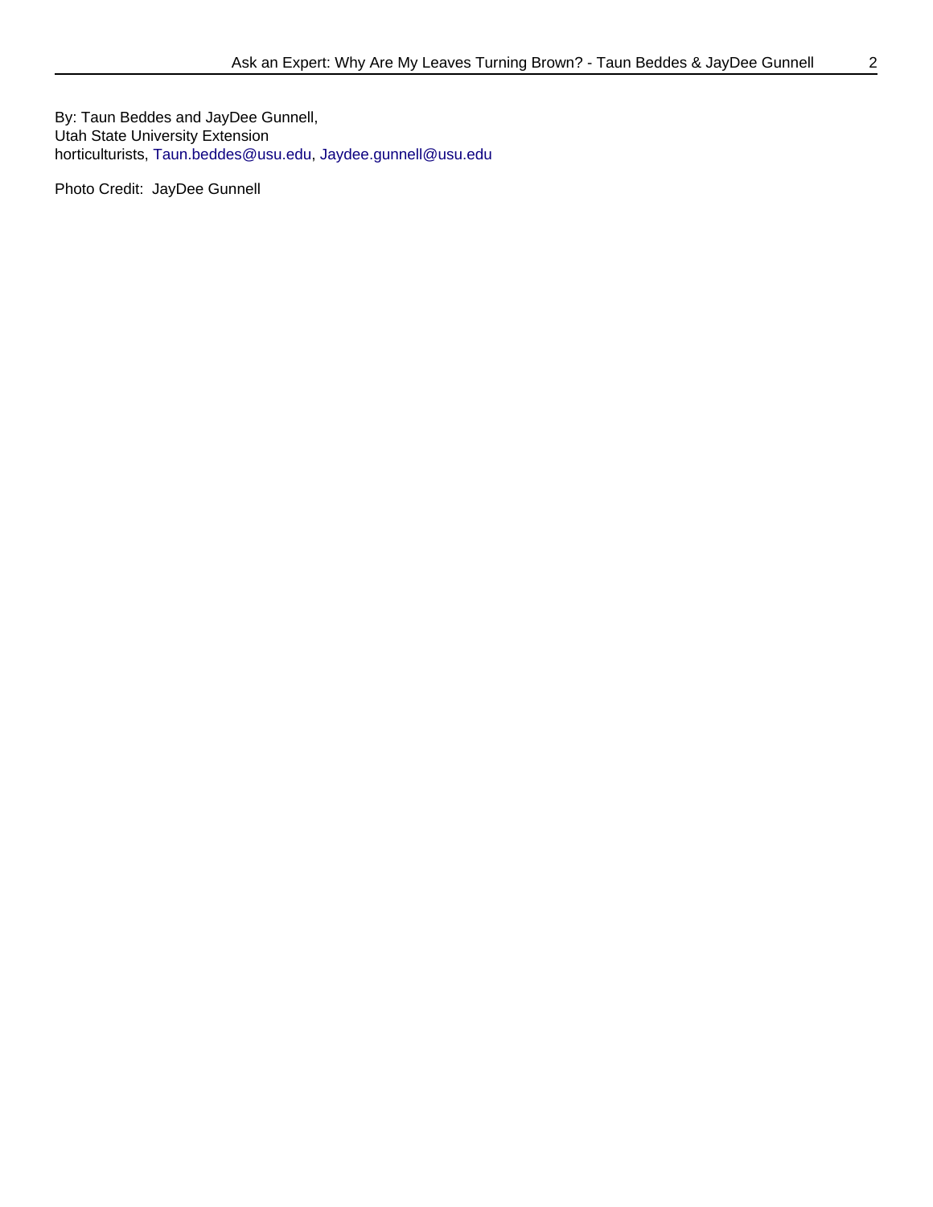By: Taun Beddes and JayDee Gunnell,
Utah State University Extension
horticulturists, Taun.beddes@usu.edu, Jaydee.gunnell@usu.edu

Photo Credit: JayDee Gunnell